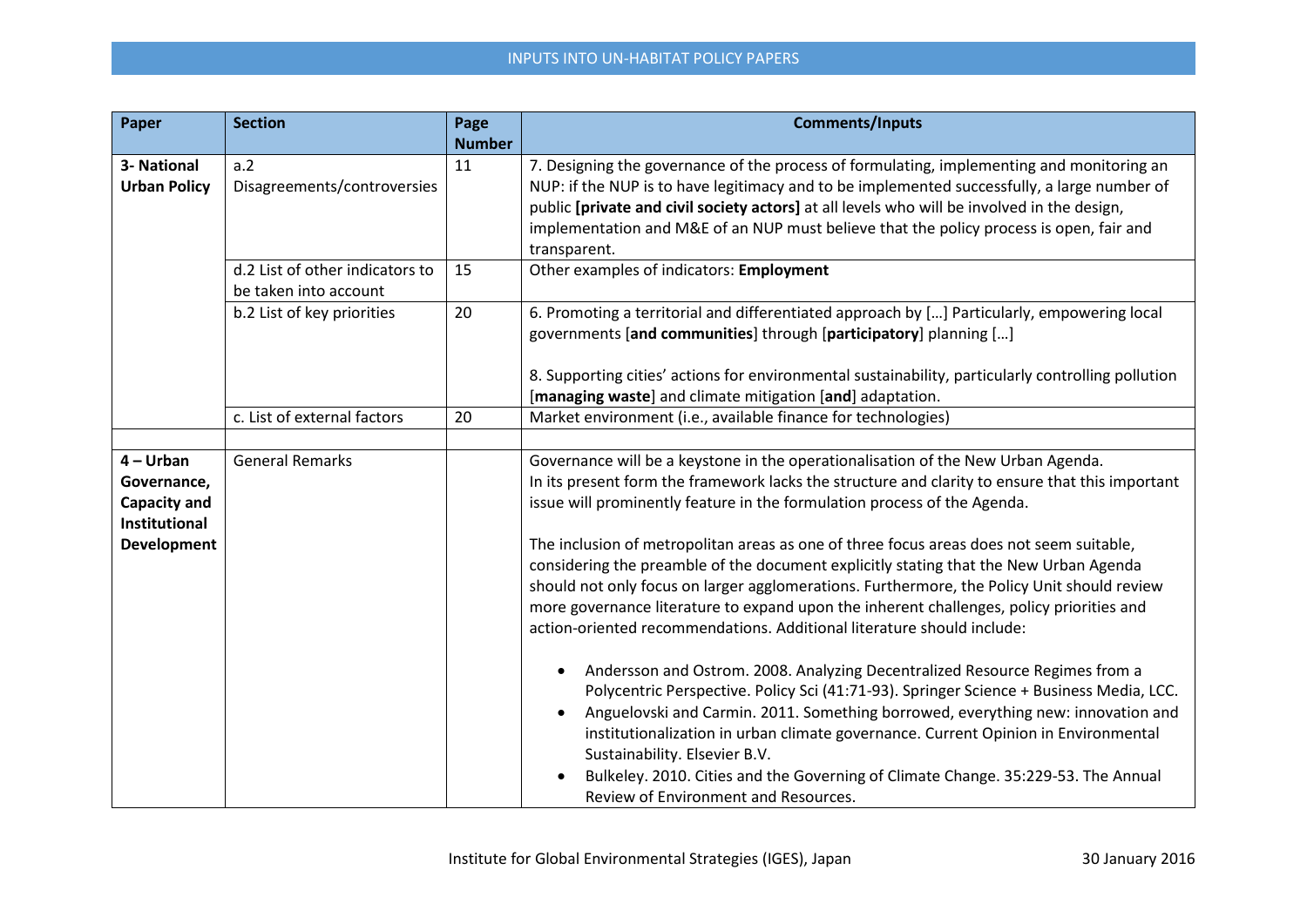# INPUTS INTO UN-HABITAT POLICY PAPERS

| Paper | Section | Page Number | Comments/Inputs |
|---|---|---|---|
| **3- National Urban Policy** | a.2 Disagreements/controversies | 11 | 7. Designing the governance of the process of formulating, implementing and monitoring an NUP: if the NUP is to have legitimacy and to be implemented successfully, a large number of public **[private and civil society actors]** at all levels who will be involved in the design, implementation and M&E of an NUP must believe that the policy process is open, fair and transparent. |
| | d.2 List of other indicators to be taken into account | 15 | Other examples of indicators: **Employment** |
| | b.2 List of key priorities | 20 | 6. Promoting a territorial and differentiated approach by […] Particularly, empowering local governments [**and communities**] through [**participatory**] planning […]<br><br>8. Supporting cities' actions for environmental sustainability, particularly controlling pollution [**managing waste**] and climate mitigation [**and**] adaptation. |
| | c. List of external factors | 20 | Market environment (i.e., available finance for technologies) |
| | | | |
| **4 – Urban Governance, Capacity and Institutional Development** | General Remarks | | Governance will be a keystone in the operationalisation of the New Urban Agenda. In its present form the framework lacks the structure and clarity to ensure that this important issue will prominently feature in the formulation process of the Agenda.<br><br>The inclusion of metropolitan areas as one of three focus areas does not seem suitable, considering the preamble of the document explicitly stating that the New Urban Agenda should not only focus on larger agglomerations. Furthermore, the Policy Unit should review more governance literature to expand upon the inherent challenges, policy priorities and action-oriented recommendations. Additional literature should include:<br><br>• Andersson and Ostrom. 2008. Analyzing Decentralized Resource Regimes from a Polycentric Perspective. Policy Sci (41:71-93). Springer Science + Business Media, LCC.<br>• Anguelovski and Carmin. 2011. Something borrowed, everything new: innovation and institutionalization in urban climate governance. Current Opinion in Environmental Sustainability. Elsevier B.V.<br>• Bulkeley. 2010. Cities and the Governing of Climate Change. 35:229-53. The Annual Review of Environment and Resources. |

Institute for Global Environmental Strategies (IGES), Japan — 30 January 2016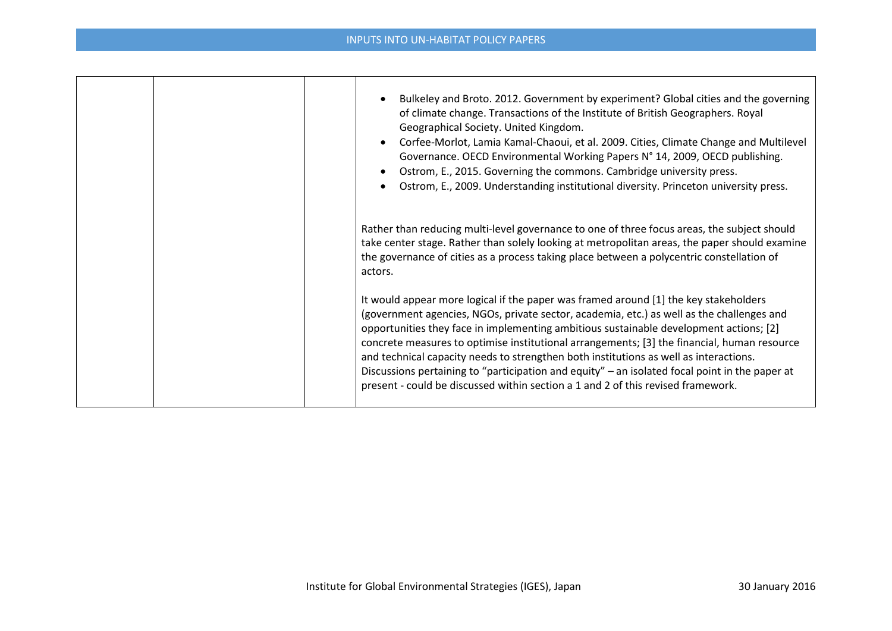| | | | |
|---|---|---|---|
| | | | • Bulkeley and Broto. 2012. Government by experiment? Global cities and the governing of climate change. Transactions of the Institute of British Geographers. Royal Geographical Society. United Kingdom.<br>• Corfee-Morlot, Lamia Kamal-Chaoui, et al. 2009. Cities, Climate Change and Multilevel Governance. OECD Environmental Working Papers N° 14, 2009, OECD publishing.<br>• Ostrom, E., 2015. Governing the commons. Cambridge university press.<br>• Ostrom, E., 2009. Understanding institutional diversity. Princeton university press.<br><br>Rather than reducing multi-level governance to one of three focus areas, the subject should take center stage. Rather than solely looking at metropolitan areas, the paper should examine the governance of cities as a process taking place between a polycentric constellation of actors.<br><br>It would appear more logical if the paper was framed around [1] the key stakeholders (government agencies, NGOs, private sector, academia, etc.) as well as the challenges and opportunities they face in implementing ambitious sustainable development actions; [2] concrete measures to optimise institutional arrangements; [3] the financial, human resource and technical capacity needs to strengthen both institutions as well as interactions. Discussions pertaining to "participation and equity" – an isolated focal point in the paper at present - could be discussed within section a 1 and 2 of this revised framework. |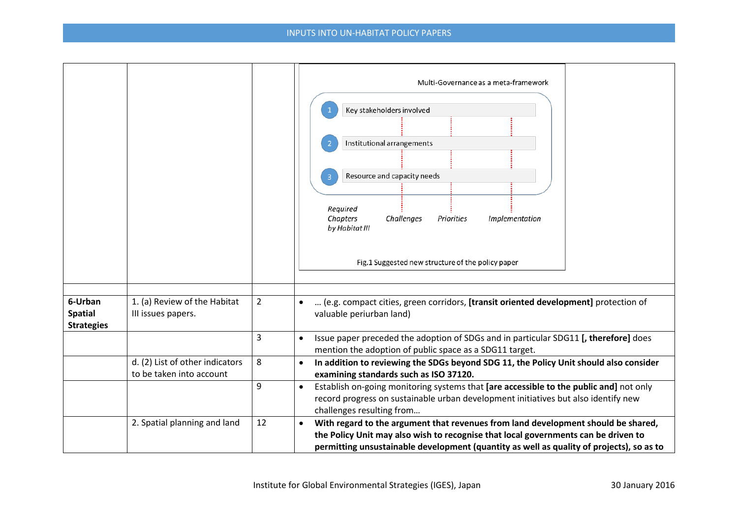| | | | Multi-Governance as a meta-framework<br>1 Key stakeholders involved<br>2 Institutional arrangements<br>3 Resource and capacity needs<br>*Required Chapters by Habitat III* — *Challenges* — *Priorities* — *Implementation*<br>Fig.1 Suggested new structure of the policy paper |
|---|---|---|---|
| | | | |
| **6-Urban Spatial Strategies** | 1. (a) Review of the Habitat III issues papers. | 2 | • … (e.g. compact cities, green corridors, **[transit oriented development]** protection of valuable periurban land) |
| | | 3 | • Issue paper preceded the adoption of SDGs and in particular SDG11 **[, therefore]** does mention the adoption of public space as a SDG11 target. |
| | d. (2) List of other indicators to be taken into account | 8 | • **In addition to reviewing the SDGs beyond SDG 11, the Policy Unit should also consider examining standards such as ISO 37120.** |
| | | 9 | • Establish on-going monitoring systems that **[are accessible to the public and]** not only record progress on sustainable urban development initiatives but also identify new challenges resulting from… |
| | 2. Spatial planning and land | 12 | • **With regard to the argument that revenues from land development should be shared, the Policy Unit may also wish to recognise that local governments can be driven to permitting unsustainable development (quantity as well as quality of projects), so as to** |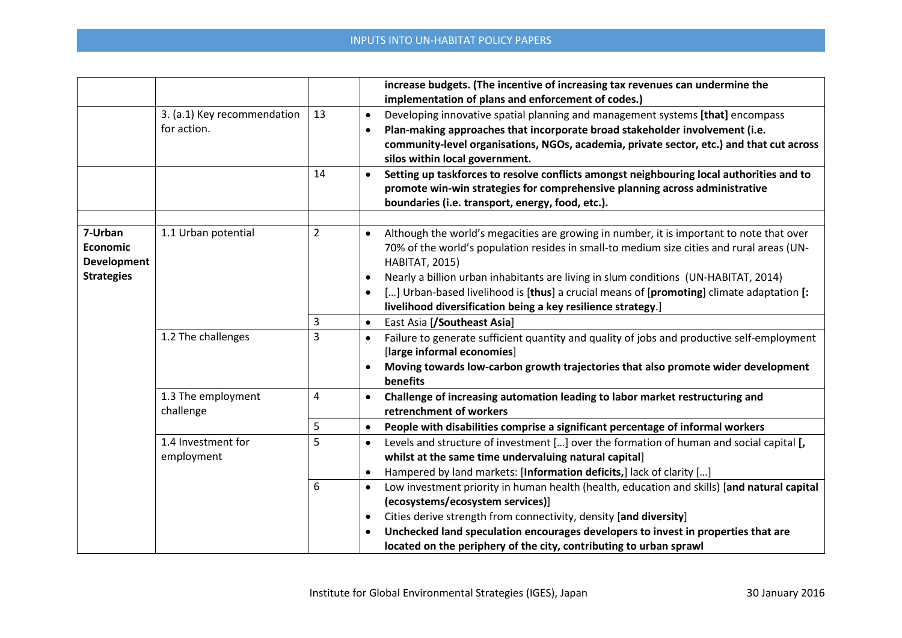| | | | |
|---|---|---|---|
| | | | **increase budgets. (The incentive of increasing tax revenues can undermine the implementation of plans and enforcement of codes.)** |
| | 3. (a.1) Key recommendation for action. | 13 | • Developing innovative spatial planning and management systems **[that]** encompass<br>• **Plan-making approaches that incorporate broad stakeholder involvement (i.e. community-level organisations, NGOs, academia, private sector, etc.) and that cut across silos within local government.** |
| | | 14 | • **Setting up taskforces to resolve conflicts amongst neighbouring local authorities and to promote win-win strategies for comprehensive planning across administrative boundaries (i.e. transport, energy, food, etc.).** |
| | | | |
| **7-Urban Economic Development Strategies** | 1.1 Urban potential | 2 | • Although the world's megacities are growing in number, it is important to note that over 70% of the world's population resides in small-to medium size cities and rural areas (UN-HABITAT, 2015)<br>• Nearly a billion urban inhabitants are living in slum conditions (UN-HABITAT, 2014)<br>• […] Urban-based livelihood is [**thus**] a crucial means of [**promoting**] climate adaptation **[: livelihood diversification being a key resilience strategy**.] |
| | | 3 | • East Asia [**/Southeast Asia**] |
| | 1.2 The challenges | 3 | • Failure to generate sufficient quantity and quality of jobs and productive self-employment [**large informal economies**]<br>• **Moving towards low-carbon growth trajectories that also promote wider development benefits** |
| | 1.3 The employment challenge | 4 | • **Challenge of increasing automation leading to labor market restructuring and retrenchment of workers** |
| | | 5 | • **People with disabilities comprise a significant percentage of informal workers** |
| | 1.4 Investment for employment | 5 | • Levels and structure of investment […] over the formation of human and social capital **[, whilst at the same time undervaluing natural capital**]<br>• Hampered by land markets: [**Information deficits,**] lack of clarity […] |
| | | 6 | • Low investment priority in human health (health, education and skills) [**and natural capital (ecosystems/ecosystem services)**]<br>• Cities derive strength from connectivity, density [**and diversity**]<br>• **Unchecked land speculation encourages developers to invest in properties that are located on the periphery of the city, contributing to urban sprawl** |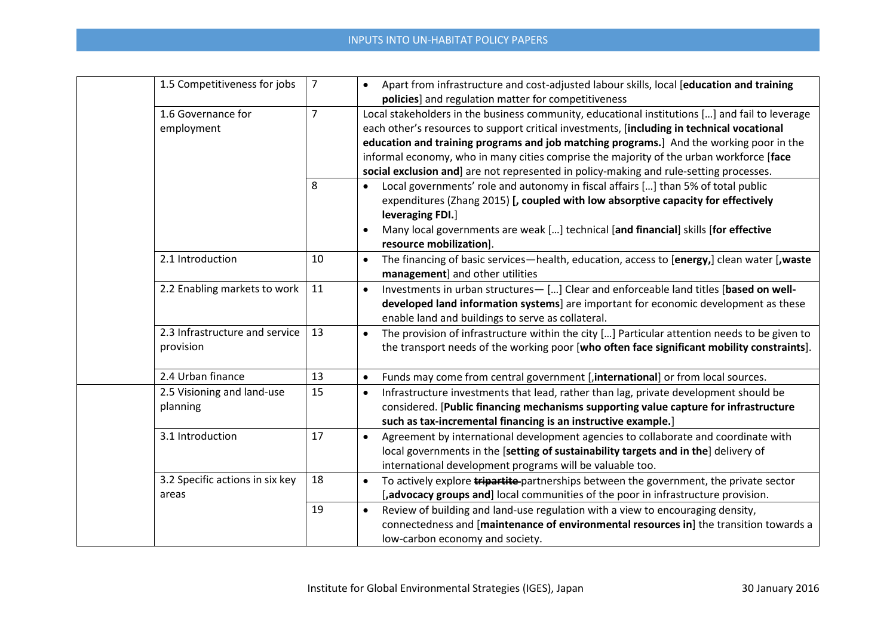| | | | |
|---|---|---|---|
| | 1.5 Competitiveness for jobs | 7 | • Apart from infrastructure and cost-adjusted labour skills, local [**education and training policies**] and regulation matter for competitiveness |
| | 1.6 Governance for employment | 7 | Local stakeholders in the business community, educational institutions […] and fail to leverage each other's resources to support critical investments, [**including in technical vocational education and training programs and job matching programs.**] And the working poor in the informal economy, who in many cities comprise the majority of the urban workforce [**face social exclusion and**] are not represented in policy-making and rule-setting processes. |
| | | 8 | • Local governments' role and autonomy in fiscal affairs […] than 5% of total public expenditures (Zhang 2015) **[, coupled with low absorptive capacity for effectively leveraging FDI.**]<br>• Many local governments are weak […] technical [**and financial**] skills [**for effective resource mobilization**]. |
| | 2.1 Introduction | 10 | • The financing of basic services—health, education, access to [**energy,**] clean water [**,waste management**] and other utilities |
| | 2.2 Enabling markets to work | 11 | • Investments in urban structures— […] Clear and enforceable land titles [**based on well-developed land information systems**] are important for economic development as these enable land and buildings to serve as collateral. |
| | 2.3 Infrastructure and service provision | 13 | • The provision of infrastructure within the city […] Particular attention needs to be given to the transport needs of the working poor [**who often face significant mobility constraints**]. |
| | 2.4 Urban finance | 13 | • Funds may come from central government [**,international**] or from local sources. |
| | 2.5 Visioning and land-use planning | 15 | • Infrastructure investments that lead, rather than lag, private development should be considered. [**Public financing mechanisms supporting value capture for infrastructure such as tax-incremental financing is an instructive example.**] |
| | 3.1 Introduction | 17 | • Agreement by international development agencies to collaborate and coordinate with local governments in the [**setting of sustainability targets and in the**] delivery of international development programs will be valuable too. |
| | 3.2 Specific actions in six key areas | 18 | • To actively explore ~~**tripartite**~~ partnerships between the government, the private sector [**,advocacy groups and**] local communities of the poor in infrastructure provision. |
| | | 19 | • Review of building and land-use regulation with a view to encouraging density, connectedness and [**maintenance of environmental resources in**] the transition towards a low-carbon economy and society. |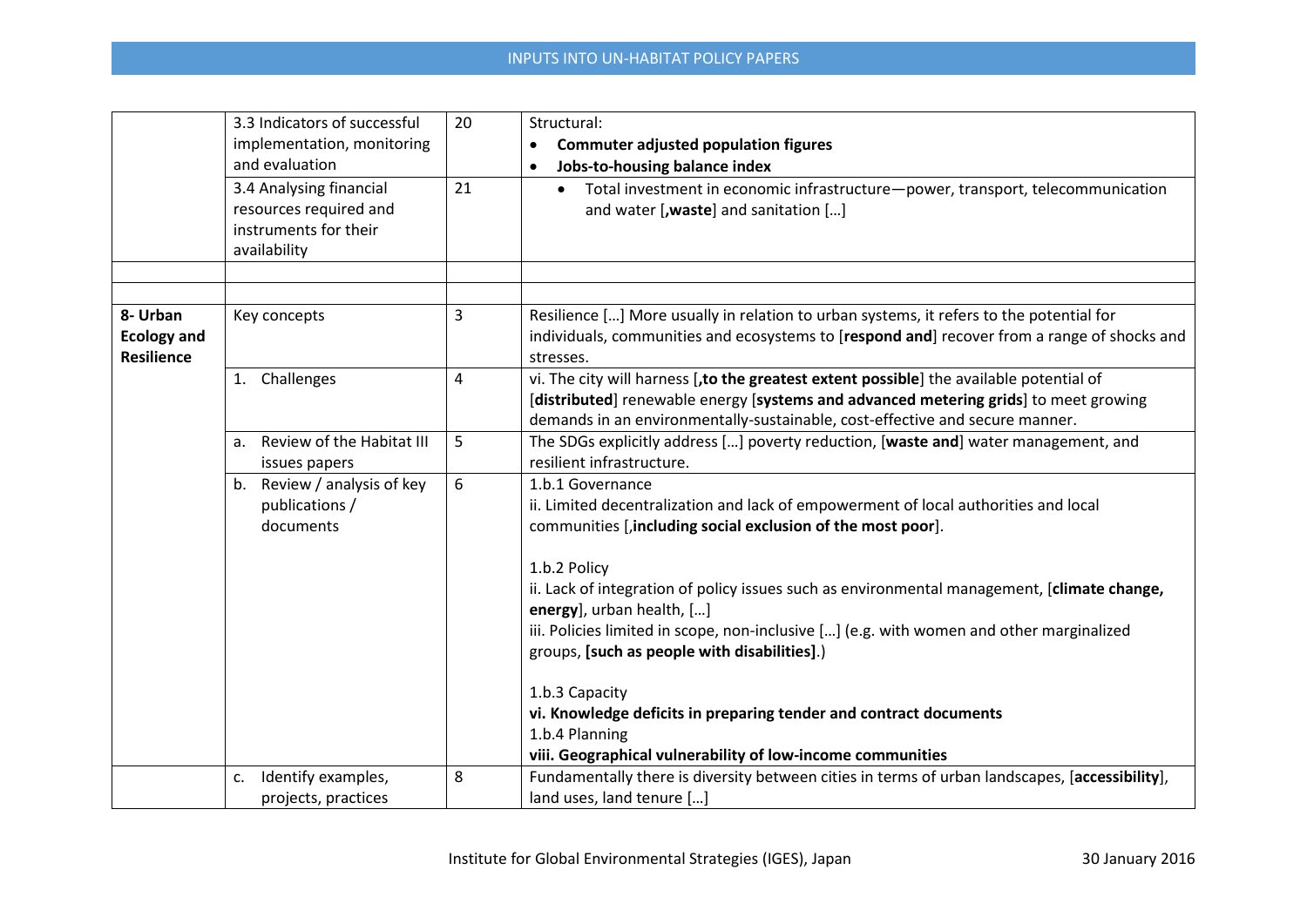| | | | |
|---|---|---|---|
| | 3.3 Indicators of successful implementation, monitoring and evaluation | 20 | Structural:<br>• **Commuter adjusted population figures**<br>• **Jobs-to-housing balance index** |
| | 3.4 Analysing financial resources required and instruments for their availability | 21 | • Total investment in economic infrastructure—power, transport, telecommunication and water [**,waste**] and sanitation […] |
| | | | |
| | | | |
| **8- Urban Ecology and Resilience** | Key concepts | 3 | Resilience […] More usually in relation to urban systems, it refers to the potential for individuals, communities and ecosystems to [**respond and**] recover from a range of shocks and stresses. |
| | 1. Challenges | 4 | vi. The city will harness [**,to the greatest extent possible**] the available potential of [**distributed**] renewable energy [**systems and advanced metering grids**] to meet growing demands in an environmentally-sustainable, cost-effective and secure manner. |
| | a. Review of the Habitat III issues papers | 5 | The SDGs explicitly address […] poverty reduction, [**waste and**] water management, and resilient infrastructure. |
| | b. Review / analysis of key publications / documents | 6 | 1.b.1 Governance<br>ii. Limited decentralization and lack of empowerment of local authorities and local communities [,**including social exclusion of the most poor**].<br><br>1.b.2 Policy<br>ii. Lack of integration of policy issues such as environmental management, [**climate change, energy**], urban health, […]<br>iii. Policies limited in scope, non-inclusive […] (e.g. with women and other marginalized groups, **[such as people with disabilities]**.)<br><br>1.b.3 Capacity<br>**vi. Knowledge deficits in preparing tender and contract documents**<br>1.b.4 Planning<br>**viii. Geographical vulnerability of low-income communities** |
| | c. Identify examples, projects, practices | 8 | Fundamentally there is diversity between cities in terms of urban landscapes, [**accessibility**], land uses, land tenure […] |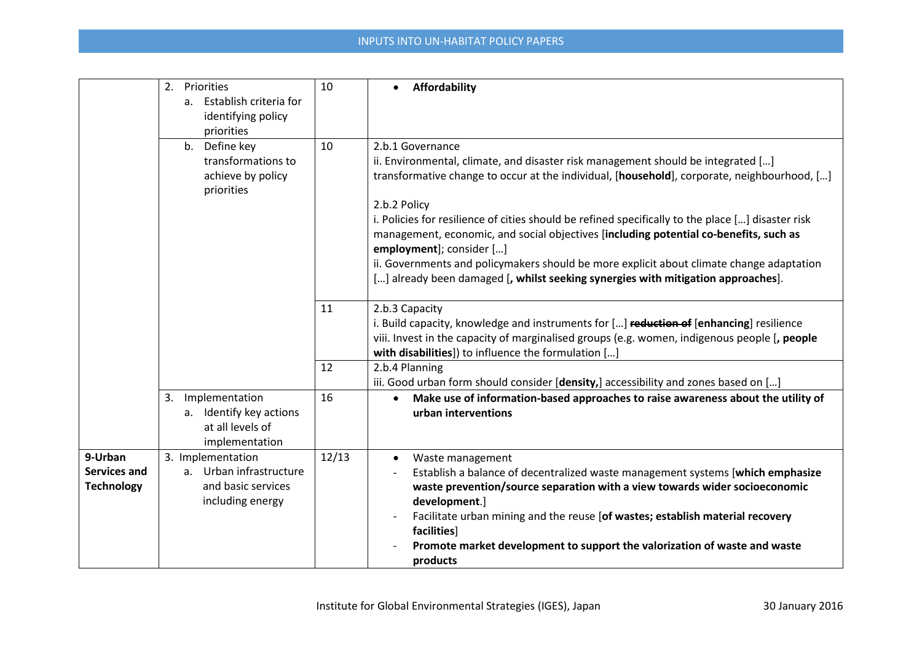| | | | |
|---|---|---|---|
| | 2. Priorities<br>a. Establish criteria for identifying policy priorities | 10 | • **Affordability** |
| | b. Define key transformations to achieve by policy priorities | 10 | 2.b.1 Governance<br>ii. Environmental, climate, and disaster risk management should be integrated […] transformative change to occur at the individual, [**household**], corporate, neighbourhood, […]<br><br>2.b.2 Policy<br>i. Policies for resilience of cities should be refined specifically to the place […] disaster risk management, economic, and social objectives [**including potential co-benefits, such as employment**]; consider […]<br>ii. Governments and policymakers should be more explicit about climate change adaptation […] already been damaged [**, whilst seeking synergies with mitigation approaches**]. |
| | | 11 | 2.b.3 Capacity<br>i. Build capacity, knowledge and instruments for […] ~~**reduction of**~~ [**enhancing**] resilience<br>viii. Invest in the capacity of marginalised groups (e.g. women, indigenous people [**, people with disabilities**]) to influence the formulation […] |
| | | 12 | 2.b.4 Planning<br>iii. Good urban form should consider [**density,**] accessibility and zones based on […] |
| | 3. Implementation<br>a. Identify key actions at all levels of implementation | 16 | • **Make use of information-based approaches to raise awareness about the utility of urban interventions** |
| **9-Urban Services and Technology** | 3. Implementation<br>a. Urban infrastructure and basic services including energy | 12/13 | • Waste management<br>- Establish a balance of decentralized waste management systems [**which emphasize waste prevention/source separation with a view towards wider socioeconomic development**.]<br>- Facilitate urban mining and the reuse [**of wastes; establish material recovery facilities**]<br>- **Promote market development to support the valorization of waste and waste products** |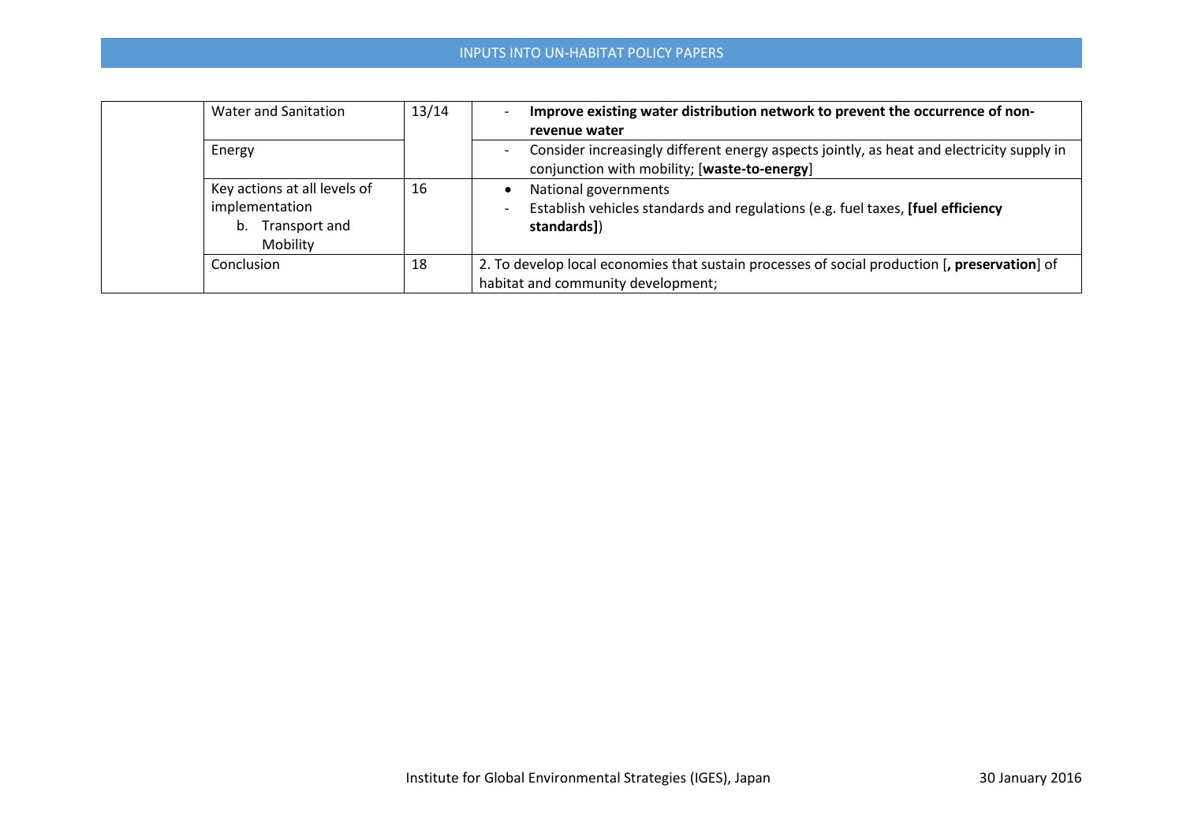| | | | |
|---|---|---|---|
| | Water and Sanitation | 13/14 | - **Improve existing water distribution network to prevent the occurrence of non-revenue water** |
| | Energy | | - Consider increasingly different energy aspects jointly, as heat and electricity supply in conjunction with mobility; [**waste-to-energy**] |
| | Key actions at all levels of implementation<br>b. Transport and Mobility | 16 | • National governments<br>- Establish vehicles standards and regulations (e.g. fuel taxes, **[fuel efficiency standards]**) |
| | Conclusion | 18 | 2. To develop local economies that sustain processes of social production [**, preservation**] of habitat and community development; |